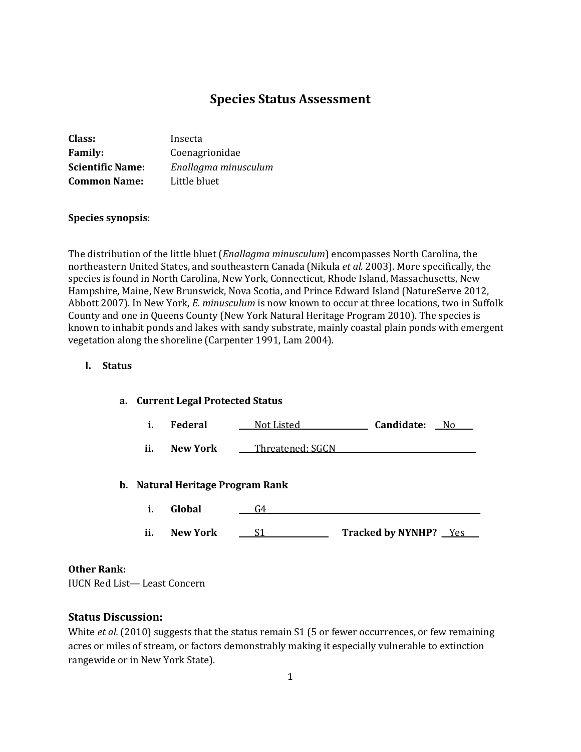# Species Status Assessment

**Class:** Insecta
**Family:** Coenagrionidae
**Scientific Name:** *Enallagma minusculum*
**Common Name:** Little bluet

**Species synopsis**:

The distribution of the little bluet (*Enallagma minusculum*) encompasses North Carolina, the northeastern United States, and southeastern Canada (Nikula *et al.* 2003). More specifically, the species is found in North Carolina, New York, Connecticut, Rhode Island, Massachusetts, New Hampshire, Maine, New Brunswick, Nova Scotia, and Prince Edward Island (NatureServe 2012, Abbott 2007). In New York, *E. minusculum* is now known to occur at three locations, two in Suffolk County and one in Queens County (New York Natural Heritage Program 2010). The species is known to inhabit ponds and lakes with sandy substrate, mainly coastal plain ponds with emergent vegetation along the shoreline (Carpenter 1991, Lam 2004).

## I. Status

### a. Current Legal Protected Status

i. **Federal** Not Listed **Candidate:** No

ii. **New York** Threatened; SGCN

### b. Natural Heritage Program Rank

i. **Global** G4

ii. **New York** S1 **Tracked by NYNHP?** Yes

**Other Rank:**
IUCN Red List— Least Concern

## Status Discussion:

White *et al.* (2010) suggests that the status remain S1 (5 or fewer occurrences, or few remaining acres or miles of stream, or factors demonstrably making it especially vulnerable to extinction rangewide or in New York State).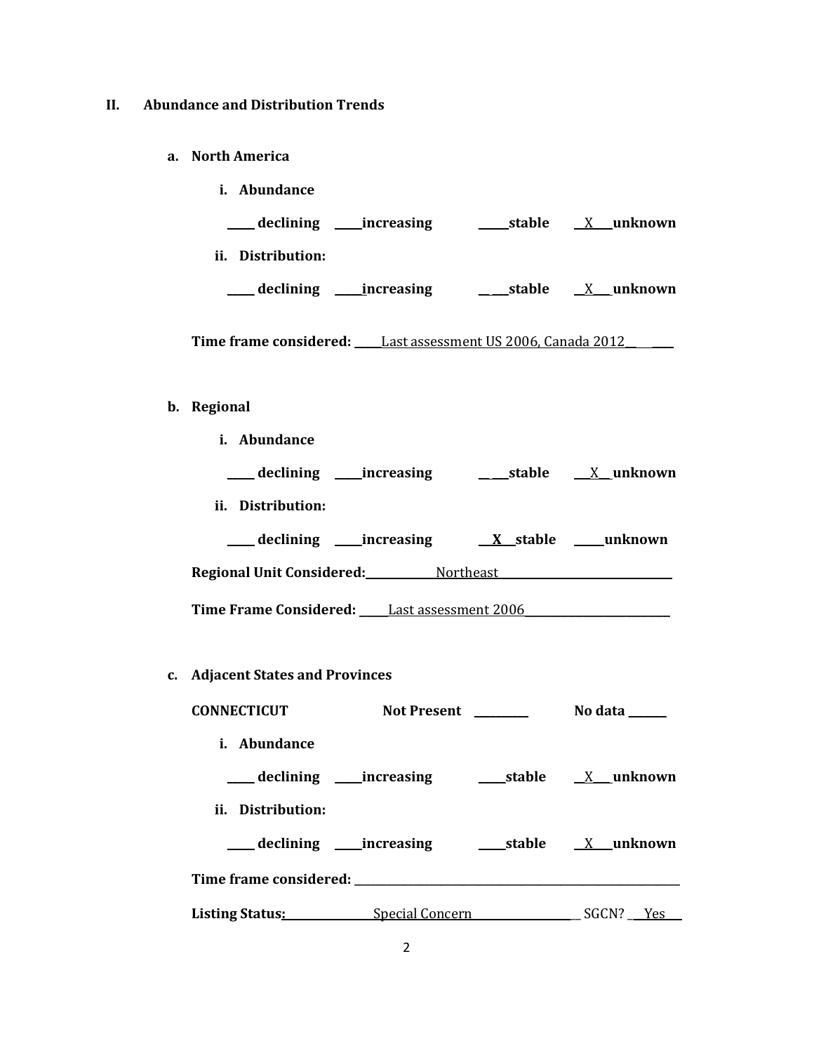## II. Abundance and Distribution Trends

### a. North America

**i. Abundance**

**_____ declining _____increasing _____stable __X___unknown**

**ii. Distribution:**

**_____ declining _____increasing __ ___stable __X___unknown**

**Time frame considered:** _____Last assessment US 2006, Canada 2012__ ____

### b. Regional

**i. Abundance**

**_____ declining _____increasing __ ___stable ___X__unknown**

**ii. Distribution:**

**_____ declining _____increasing ___X___stable _____unknown**

**Regional Unit Considered:**_____________Northeast_______________________________

**Time Frame Considered:** _____Last assessment 2006_________________________

### c. Adjacent States and Provinces

**CONNECTICUT Not Present _________ No data _______**

**i. Abundance**

**_____ declining _____increasing _____stable __X___unknown**

**ii. Distribution:**

**_____ declining _____increasing _____stable __X___unknown**

**Time frame considered:** ___________________________________________________________

**Listing Status:**_______________Special Concern__________________ SGCN? ___Yes___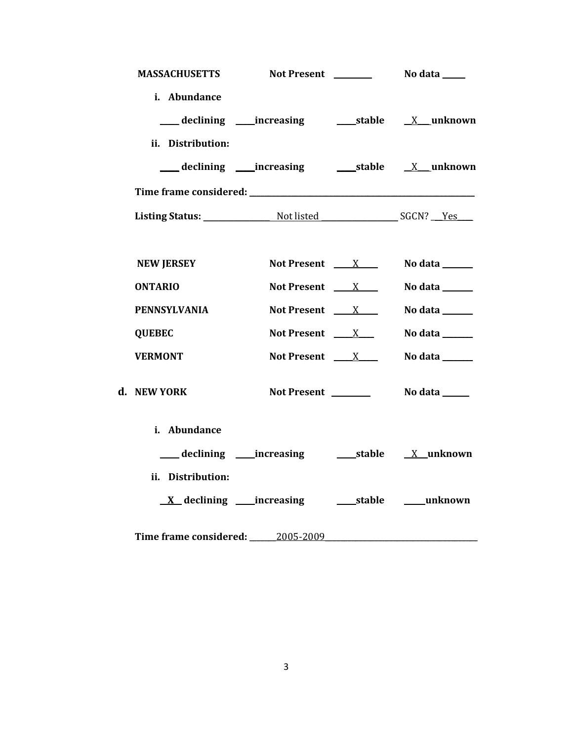**MASSACHUSETTS** **Not Present** ________ **No data** _____

**i. Abundance**

_____ **declining** _____**increasing** _____**stable** __X___ **unknown**

**ii. Distribution:**

_____ **declining** _____**increasing** _____**stable** __X___ **unknown**

**Time frame considered:** ____________________________________________

**Listing Status:** _______________ Not listed _______________ SGCN? __Yes____

**NEW JERSEY** **Not Present** ____X____ **No data** _______

**ONTARIO** **Not Present** ____X____ **No data** _______

**PENNSYLVANIA** **Not Present** ____X____ **No data** _______

**QUEBEC** **Not Present** ____X____ **No data** _______

**VERMONT** **Not Present** ____X____ **No data** _______

**d. NEW YORK** **Not Present** ________ **No data** ______

**i. Abundance**

_____ **declining** _____**increasing** _____**stable** __X__ **unknown**

**ii. Distribution:**

__**X**__ **declining** _____**increasing** _____**stable** _____**unknown**

**Time frame considered:** _______2005-2009_______________________________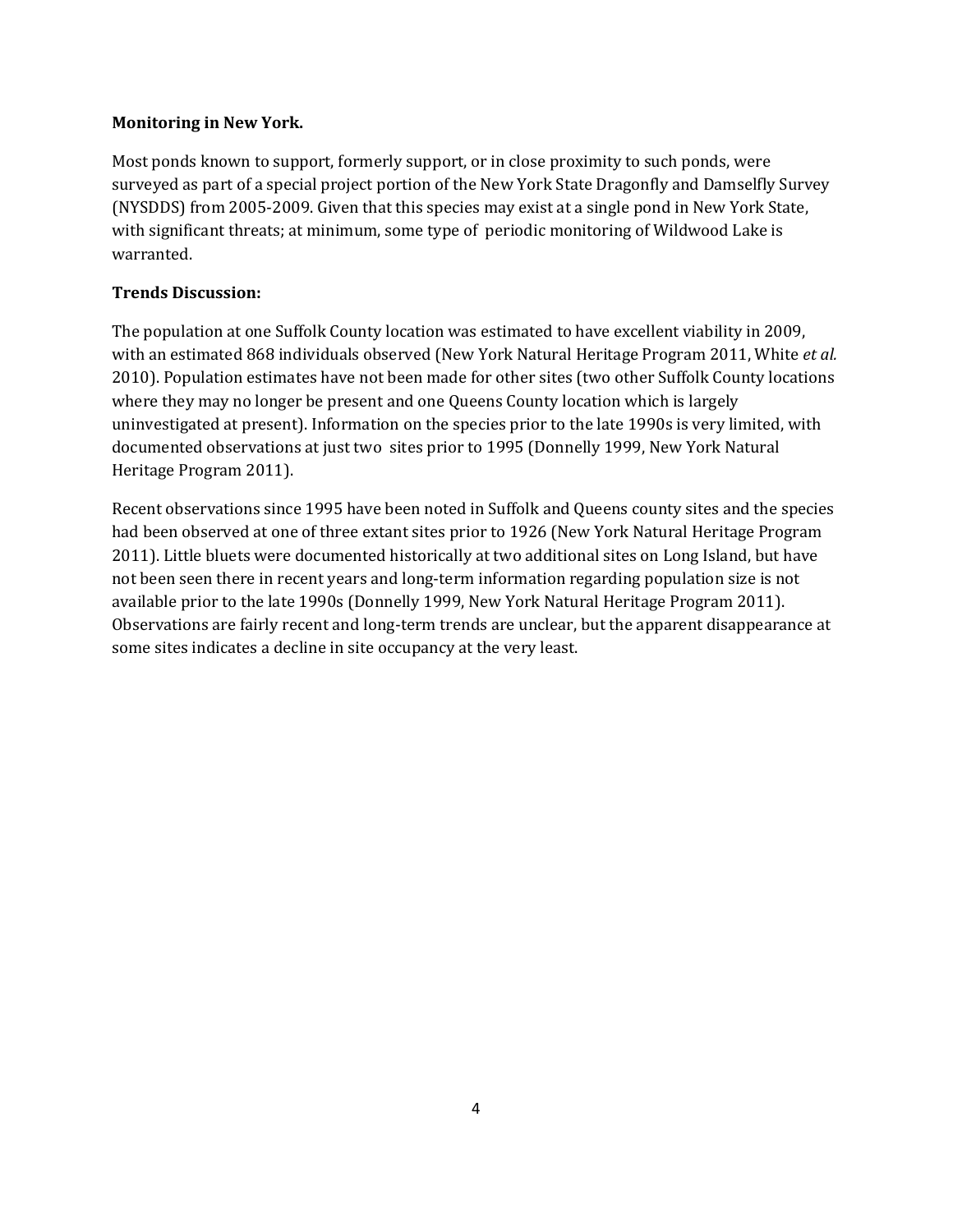**Monitoring in New York.**

Most ponds known to support, formerly support, or in close proximity to such ponds, were surveyed as part of a special project portion of the New York State Dragonfly and Damselfly Survey (NYSDDS) from 2005-2009. Given that this species may exist at a single pond in New York State, with significant threats; at minimum, some type of periodic monitoring of Wildwood Lake is warranted.

**Trends Discussion:**

The population at one Suffolk County location was estimated to have excellent viability in 2009, with an estimated 868 individuals observed (New York Natural Heritage Program 2011, White *et al.* 2010). Population estimates have not been made for other sites (two other Suffolk County locations where they may no longer be present and one Queens County location which is largely uninvestigated at present). Information on the species prior to the late 1990s is very limited, with documented observations at just two sites prior to 1995 (Donnelly 1999, New York Natural Heritage Program 2011).

Recent observations since 1995 have been noted in Suffolk and Queens county sites and the species had been observed at one of three extant sites prior to 1926 (New York Natural Heritage Program 2011). Little bluets were documented historically at two additional sites on Long Island, but have not been seen there in recent years and long-term information regarding population size is not available prior to the late 1990s (Donnelly 1999, New York Natural Heritage Program 2011). Observations are fairly recent and long-term trends are unclear, but the apparent disappearance at some sites indicates a decline in site occupancy at the very least.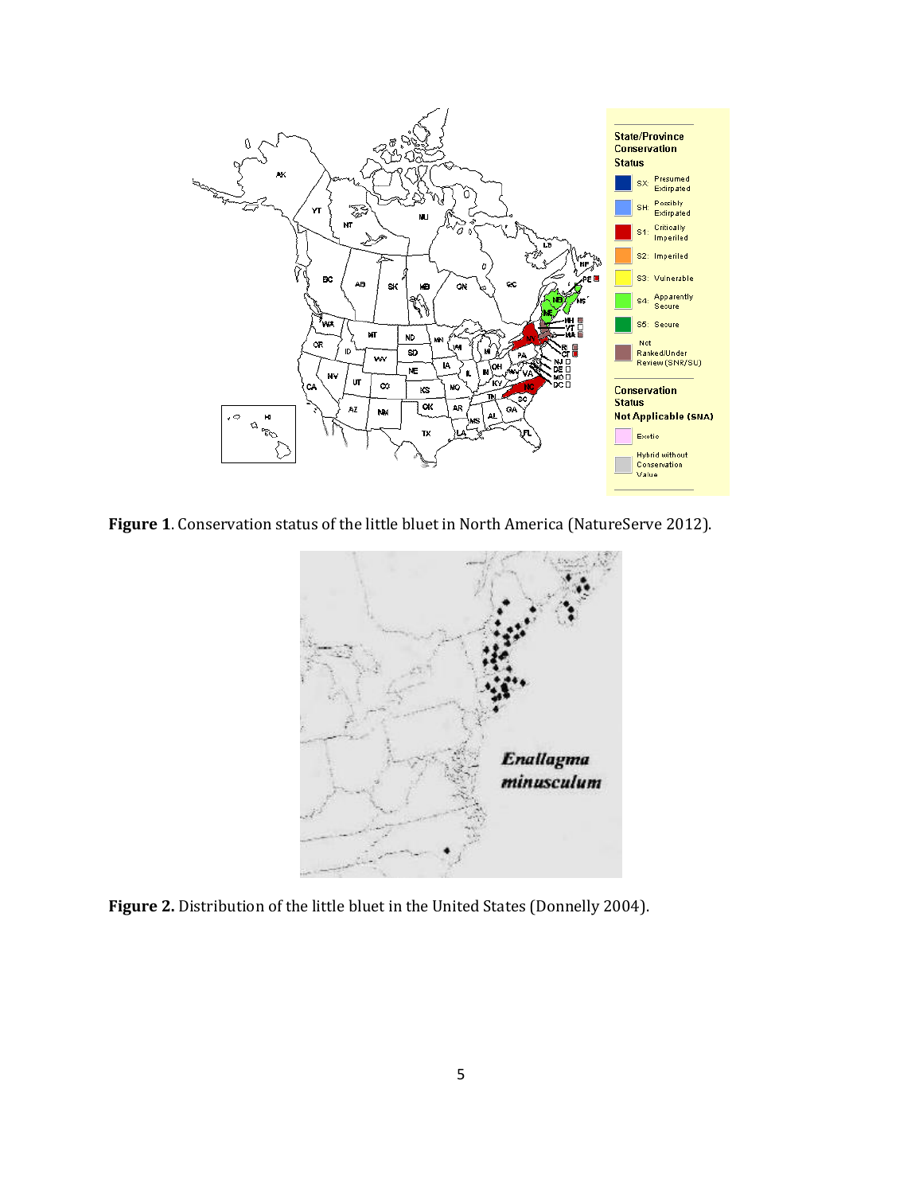State/Province Conservation Status

SX: Presumed Extirpated

SH: Possibly Extirpated

S1: Critically Imperiled

S2: Imperiled

S3: Vulnerable

S4: Apparently Secure

S5: Secure

Not Ranked/Under Review (SNR/SU)

Conservation Status Not Applicable (SNA)

Exotic

Hybrid without Conservation Value

**Figure 1**. Conservation status of the little bluet in North America (NatureServe 2012).

*Enallagma minusculum*

**Figure 2.** Distribution of the little bluet in the United States (Donnelly 2004).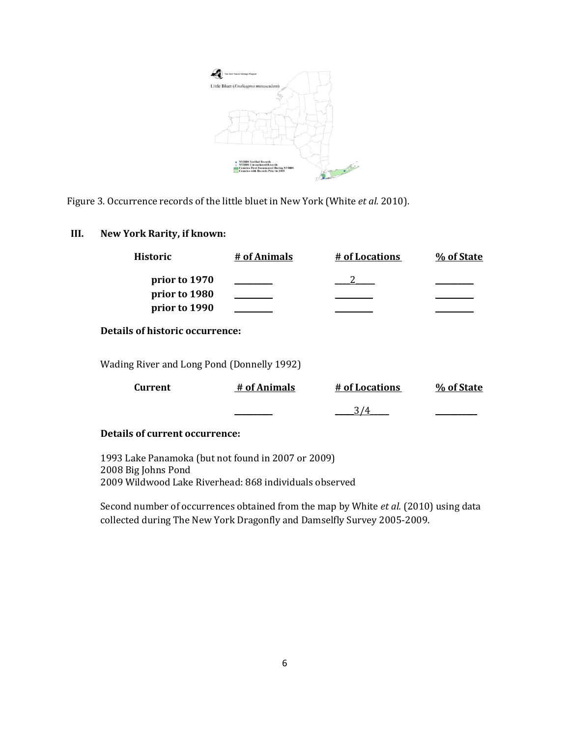Figure 3. Occurrence records of the little bluet in New York (White *et al.* 2010).

## III. New York Rarity, if known:

| Historic | # of Animals | # of Locations | % of State |
|---|---|---|---|
| **prior to 1970** | _____ | 2 | _____ |
| **prior to 1980** | _____ | _____ | _____ |
| **prior to 1990** | _____ | _____ | _____ |

**Details of historic occurrence:**

Wading River and Long Pond (Donnelly 1992)

| Current | # of Animals | # of Locations | % of State |
|---|---|---|---|
| | _____ | 3/4 | _____ |

**Details of current occurrence:**

1993 Lake Panamoka (but not found in 2007 or 2009)
2008 Big Johns Pond
2009 Wildwood Lake Riverhead: 868 individuals observed

Second number of occurrences obtained from the map by White *et al.* (2010) using data collected during The New York Dragonfly and Damselfly Survey 2005-2009.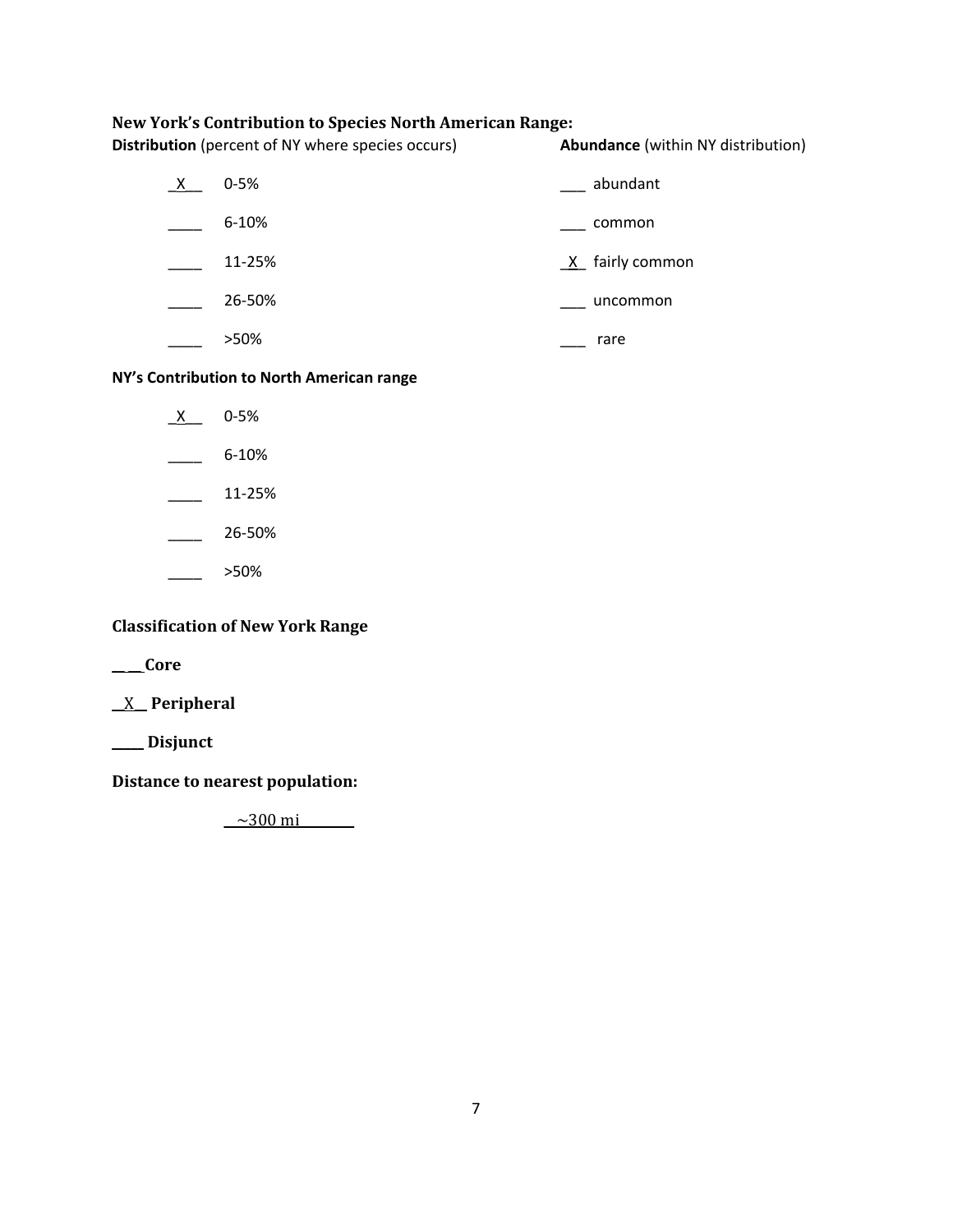**New York's Contribution to Species North American Range:**

**Distribution** (percent of NY where species occurs)

_X__ 0-5%

____ 6-10%

____ 11-25%

____ 26-50%

____ >50%

**Abundance** (within NY distribution)

___ abundant

___ common

_X_ fairly common

___ uncommon

___ rare

**NY's Contribution to North American range**

_X__ 0-5%

____ 6-10%

____ 11-25%

____ 26-50%

____ >50%

**Classification of New York Range**

____ **Core**

__X__ **Peripheral**

____ **Disjunct**

**Distance to nearest population:**

__~300 mi________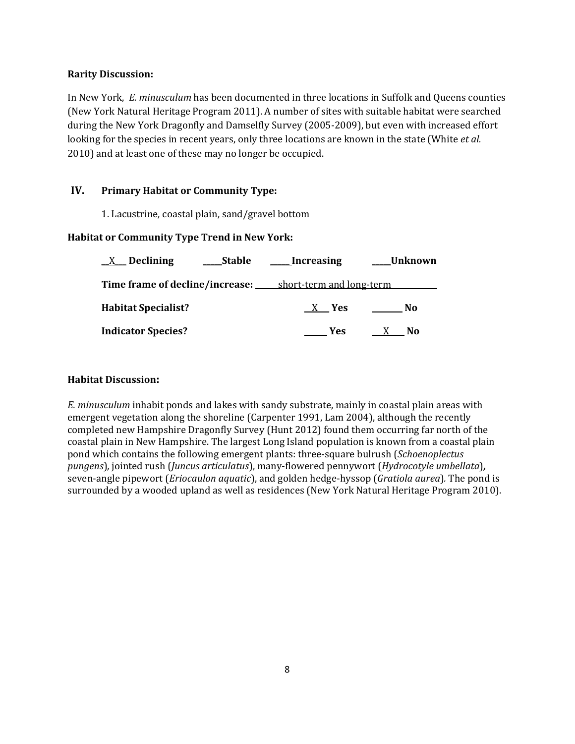**Rarity Discussion:**

In New York, *E. minusculum* has been documented in three locations in Suffolk and Queens counties (New York Natural Heritage Program 2011). A number of sites with suitable habitat were searched during the New York Dragonfly and Damselfly Survey (2005-2009), but even with increased effort looking for the species in recent years, only three locations are known in the state (White *et al.* 2010) and at least one of these may no longer be occupied.

## IV. Primary Habitat or Community Type:

1. Lacustrine, coastal plain, sand/gravel bottom

**Habitat or Community Type Trend in New York:**

__X__ **Declining** _____**Stable** _____**Increasing** _____**Unknown**

**Time frame of decline/increase:** ______short-term and long-term______

**Habitat Specialist?** __X__ **Yes** _______ **No**

**Indicator Species?** _____ **Yes** __X__ **No**

**Habitat Discussion:**

*E. minusculum* inhabit ponds and lakes with sandy substrate, mainly in coastal plain areas with emergent vegetation along the shoreline (Carpenter 1991, Lam 2004), although the recently completed new Hampshire Dragonfly Survey (Hunt 2012) found them occurring far north of the coastal plain in New Hampshire. The largest Long Island population is known from a coastal plain pond which contains the following emergent plants: three-square bulrush (*Schoenoplectus pungens*), jointed rush (*Juncus articulatus*), many-flowered pennywort (*Hydrocotyle umbellata*), seven-angle pipewort (*Eriocaulon aquatic*), and golden hedge-hyssop (*Gratiola aurea*). The pond is surrounded by a wooded upland as well as residences (New York Natural Heritage Program 2010).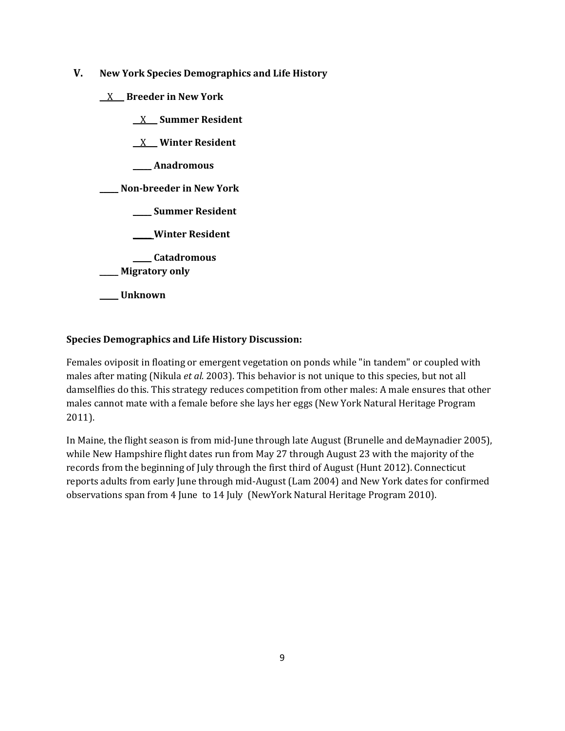## V. New York Species Demographics and Life History

__X__ **Breeder in New York**

  __X__ **Summer Resident**

  __X__ **Winter Resident**

  _____ **Anadromous**

_____ **Non-breeder in New York**

  _____ **Summer Resident**

  _____ **Winter Resident**

  _____ **Catadromous**

_____ **Migratory only**

_____ **Unknown**

**Species Demographics and Life History Discussion:**

Females oviposit in floating or emergent vegetation on ponds while "in tandem" or coupled with males after mating (Nikula *et al.* 2003). This behavior is not unique to this species, but not all damselflies do this. This strategy reduces competition from other males: A male ensures that other males cannot mate with a female before she lays her eggs (New York Natural Heritage Program 2011).

In Maine, the flight season is from mid-June through late August (Brunelle and deMaynadier 2005), while New Hampshire flight dates run from May 27 through August 23 with the majority of the records from the beginning of July through the first third of August (Hunt 2012). Connecticut reports adults from early June through mid-August (Lam 2004) and New York dates for confirmed observations span from 4 June to 14 July (NewYork Natural Heritage Program 2010).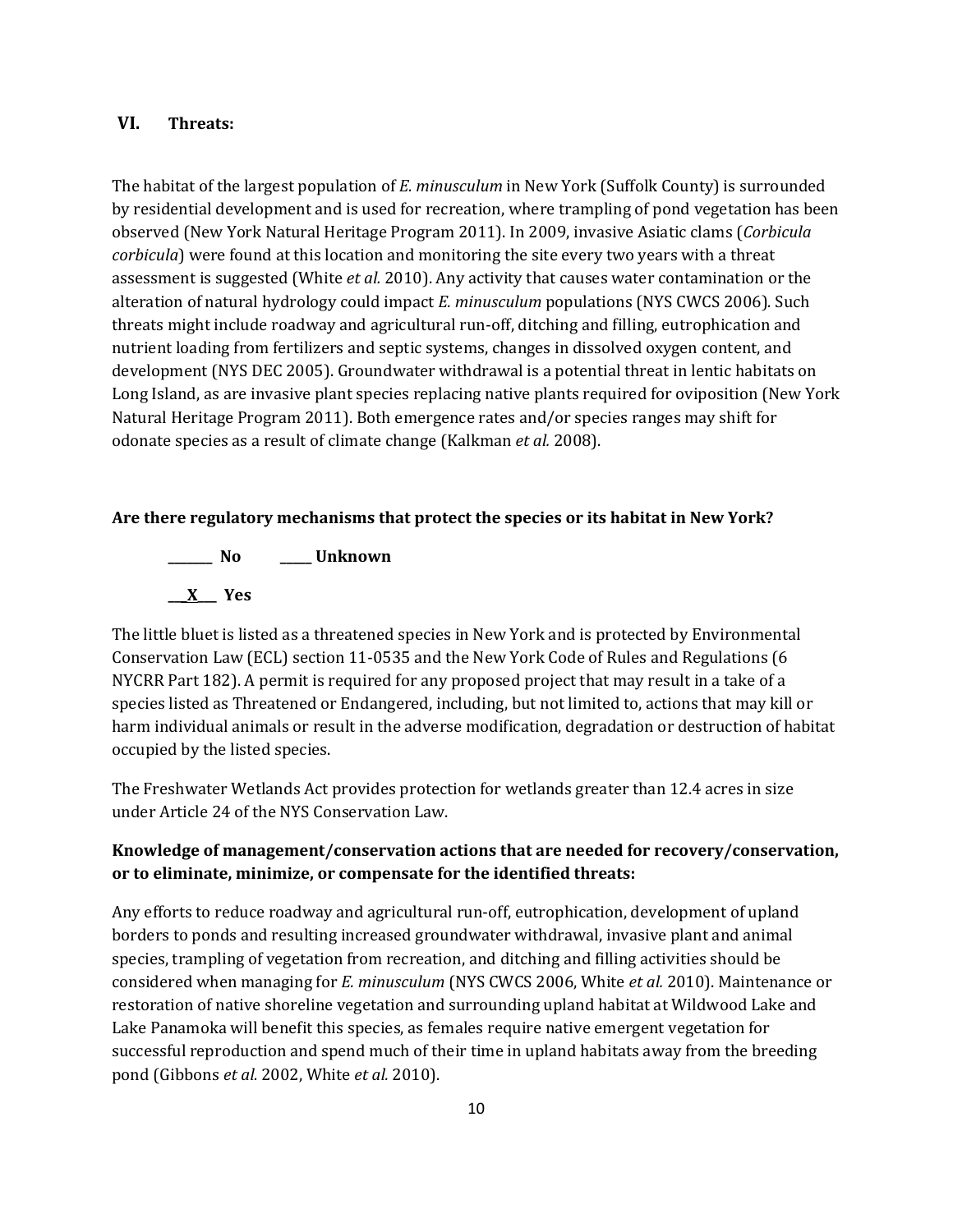## VI. Threats:

The habitat of the largest population of *E. minusculum* in New York (Suffolk County) is surrounded by residential development and is used for recreation, where trampling of pond vegetation has been observed (New York Natural Heritage Program 2011). In 2009, invasive Asiatic clams (*Corbicula corbicula*) were found at this location and monitoring the site every two years with a threat assessment is suggested (White *et al.* 2010). Any activity that causes water contamination or the alteration of natural hydrology could impact *E. minusculum* populations (NYS CWCS 2006). Such threats might include roadway and agricultural run-off, ditching and filling, eutrophication and nutrient loading from fertilizers and septic systems, changes in dissolved oxygen content, and development (NYS DEC 2005). Groundwater withdrawal is a potential threat in lentic habitats on Long Island, as are invasive plant species replacing native plants required for oviposition (New York Natural Heritage Program 2011). Both emergence rates and/or species ranges may shift for odonate species as a result of climate change (Kalkman *et al.* 2008).

**Are there regulatory mechanisms that protect the species or its habitat in New York?**

**_______ No    _____ Unknown**

**__X___ Yes**

The little bluet is listed as a threatened species in New York and is protected by Environmental Conservation Law (ECL) section 11-0535 and the New York Code of Rules and Regulations (6 NYCRR Part 182). A permit is required for any proposed project that may result in a take of a species listed as Threatened or Endangered, including, but not limited to, actions that may kill or harm individual animals or result in the adverse modification, degradation or destruction of habitat occupied by the listed species.

The Freshwater Wetlands Act provides protection for wetlands greater than 12.4 acres in size under Article 24 of the NYS Conservation Law.

**Knowledge of management/conservation actions that are needed for recovery/conservation, or to eliminate, minimize, or compensate for the identified threats:**

Any efforts to reduce roadway and agricultural run-off, eutrophication, development of upland borders to ponds and resulting increased groundwater withdrawal, invasive plant and animal species, trampling of vegetation from recreation, and ditching and filling activities should be considered when managing for *E. minusculum* (NYS CWCS 2006, White *et al.* 2010). Maintenance or restoration of native shoreline vegetation and surrounding upland habitat at Wildwood Lake and Lake Panamoka will benefit this species, as females require native emergent vegetation for successful reproduction and spend much of their time in upland habitats away from the breeding pond (Gibbons *et al.* 2002, White *et al.* 2010).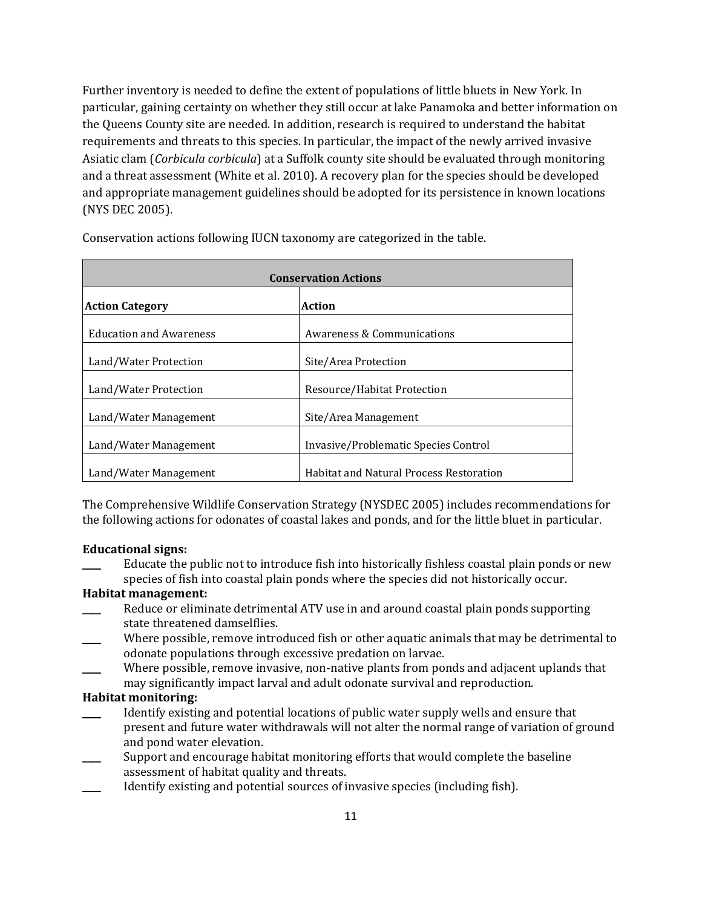Further inventory is needed to define the extent of populations of little bluets in New York. In particular, gaining certainty on whether they still occur at lake Panamoka and better information on the Queens County site are needed. In addition, research is required to understand the habitat requirements and threats to this species. In particular, the impact of the newly arrived invasive Asiatic clam (*Corbicula corbicula*) at a Suffolk county site should be evaluated through monitoring and a threat assessment (White et al. 2010). A recovery plan for the species should be developed and appropriate management guidelines should be adopted for its persistence in known locations (NYS DEC 2005).

Conservation actions following IUCN taxonomy are categorized in the table.

| **Conservation Actions** | |
|---|---|
| **Action Category** | **Action** |
| Education and Awareness | Awareness & Communications |
| Land/Water Protection | Site/Area Protection |
| Land/Water Protection | Resource/Habitat Protection |
| Land/Water Management | Site/Area Management |
| Land/Water Management | Invasive/Problematic Species Control |
| Land/Water Management | Habitat and Natural Process Restoration |

The Comprehensive Wildlife Conservation Strategy (NYSDEC 2005) includes recommendations for the following actions for odonates of coastal lakes and ponds, and for the little bluet in particular.

**Educational signs:**

____ Educate the public not to introduce fish into historically fishless coastal plain ponds or new species of fish into coastal plain ponds where the species did not historically occur.

**Habitat management:**

____ Reduce or eliminate detrimental ATV use in and around coastal plain ponds supporting state threatened damselflies.

____ Where possible, remove introduced fish or other aquatic animals that may be detrimental to odonate populations through excessive predation on larvae.

____ Where possible, remove invasive, non-native plants from ponds and adjacent uplands that may significantly impact larval and adult odonate survival and reproduction.

**Habitat monitoring:**

____ Identify existing and potential locations of public water supply wells and ensure that present and future water withdrawals will not alter the normal range of variation of ground and pond water elevation.

____ Support and encourage habitat monitoring efforts that would complete the baseline assessment of habitat quality and threats.

____ Identify existing and potential sources of invasive species (including fish).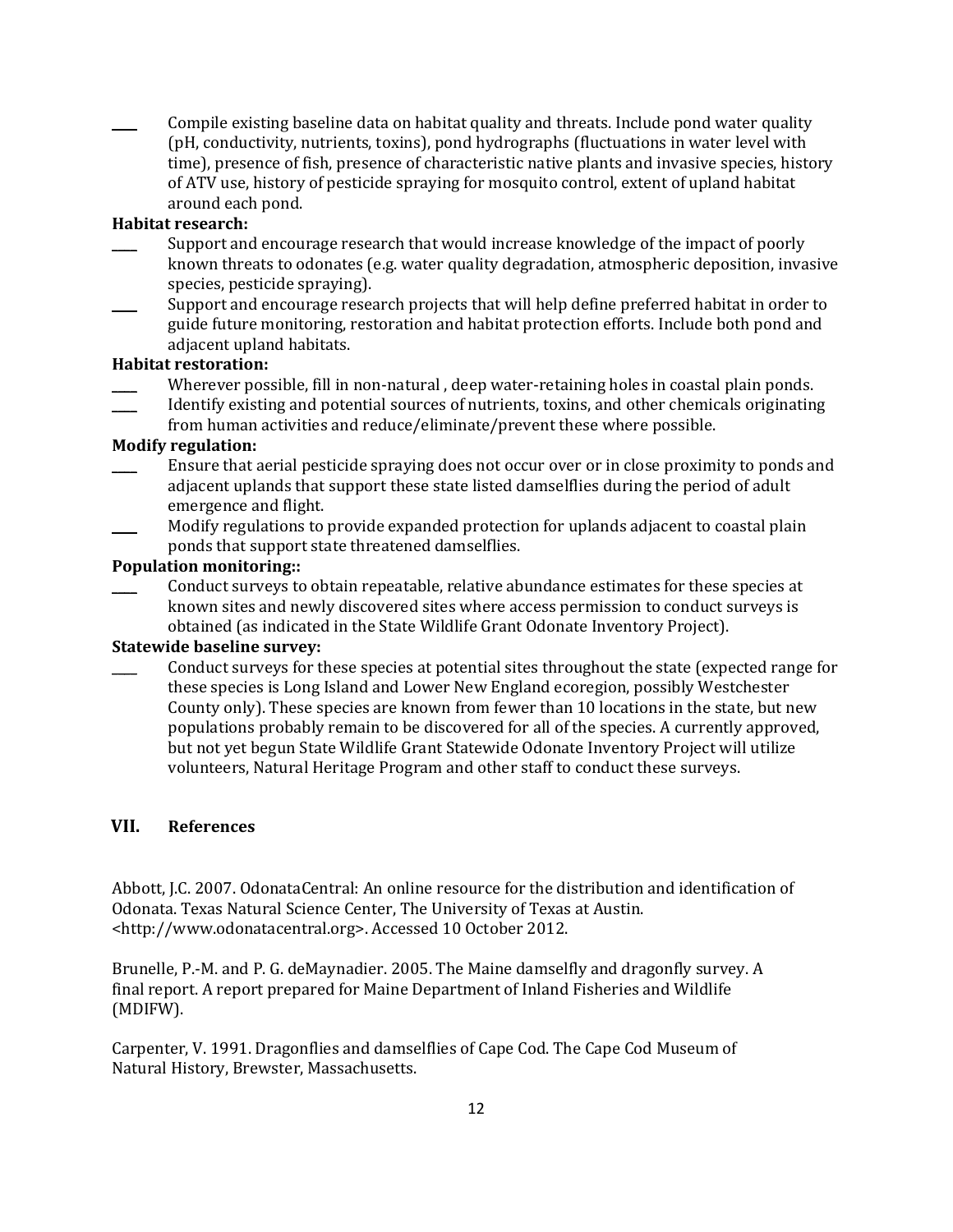____ Compile existing baseline data on habitat quality and threats. Include pond water quality (pH, conductivity, nutrients, toxins), pond hydrographs (fluctuations in water level with time), presence of fish, presence of characteristic native plants and invasive species, history of ATV use, history of pesticide spraying for mosquito control, extent of upland habitat around each pond.

**Habitat research:**

____ Support and encourage research that would increase knowledge of the impact of poorly known threats to odonates (e.g. water quality degradation, atmospheric deposition, invasive species, pesticide spraying).

____ Support and encourage research projects that will help define preferred habitat in order to guide future monitoring, restoration and habitat protection efforts. Include both pond and adjacent upland habitats.

**Habitat restoration:**

____ Wherever possible, fill in non-natural , deep water-retaining holes in coastal plain ponds.

____ Identify existing and potential sources of nutrients, toxins, and other chemicals originating from human activities and reduce/eliminate/prevent these where possible.

**Modify regulation:**

____ Ensure that aerial pesticide spraying does not occur over or in close proximity to ponds and adjacent uplands that support these state listed damselflies during the period of adult emergence and flight.

____ Modify regulations to provide expanded protection for uplands adjacent to coastal plain ponds that support state threatened damselflies.

**Population monitoring::**

____ Conduct surveys to obtain repeatable, relative abundance estimates for these species at known sites and newly discovered sites where access permission to conduct surveys is obtained (as indicated in the State Wildlife Grant Odonate Inventory Project).

**Statewide baseline survey:**

____ Conduct surveys for these species at potential sites throughout the state (expected range for these species is Long Island and Lower New England ecoregion, possibly Westchester County only). These species are known from fewer than 10 locations in the state, but new populations probably remain to be discovered for all of the species. A currently approved, but not yet begun State Wildlife Grant Statewide Odonate Inventory Project will utilize volunteers, Natural Heritage Program and other staff to conduct these surveys.

## VII. References

Abbott, J.C. 2007. OdonataCentral: An online resource for the distribution and identification of Odonata. Texas Natural Science Center, The University of Texas at Austin. <http://www.odonatacentral.org>. Accessed 10 October 2012.

Brunelle, P.-M. and P. G. deMaynadier. 2005. The Maine damselfly and dragonfly survey. A final report. A report prepared for Maine Department of Inland Fisheries and Wildlife (MDIFW).

Carpenter, V. 1991. Dragonflies and damselflies of Cape Cod. The Cape Cod Museum of Natural History, Brewster, Massachusetts.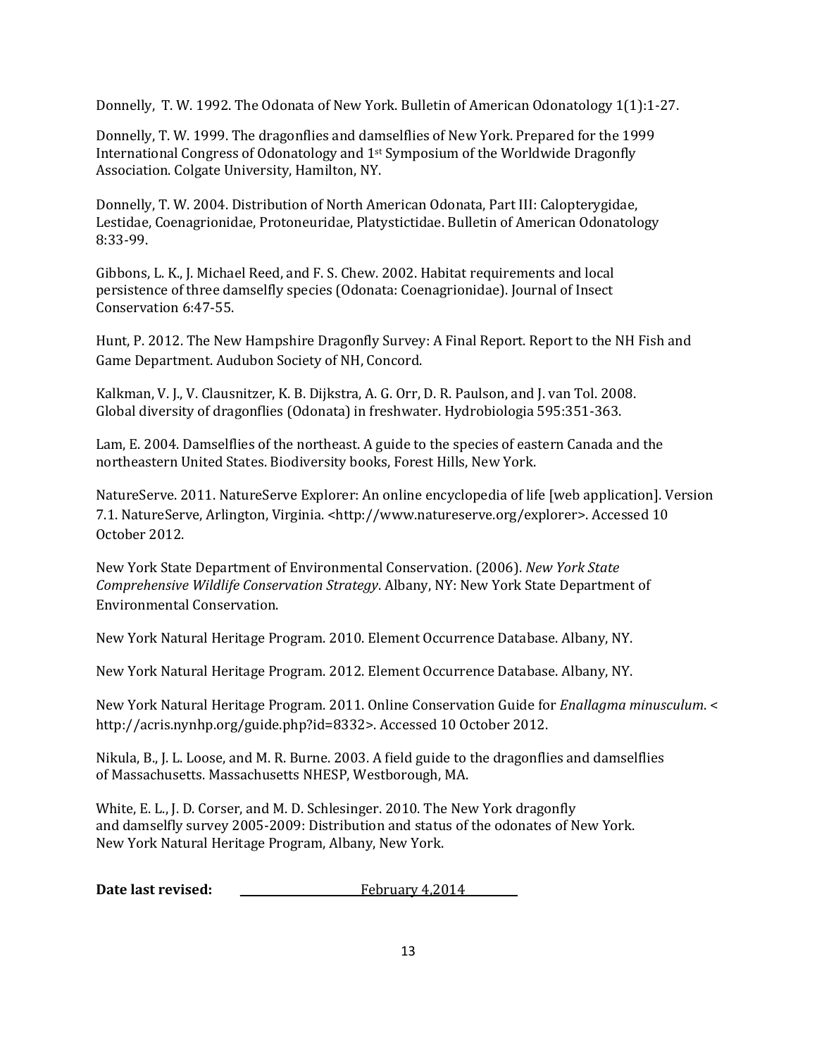Donnelly, T. W. 1992. The Odonata of New York. Bulletin of American Odonatology 1(1):1-27.

Donnelly, T. W. 1999. The dragonflies and damselflies of New York. Prepared for the 1999 International Congress of Odonatology and 1st Symposium of the Worldwide Dragonfly Association. Colgate University, Hamilton, NY.

Donnelly, T. W. 2004. Distribution of North American Odonata, Part III: Calopterygidae, Lestidae, Coenagrionidae, Protoneuridae, Platystictidae. Bulletin of American Odonatology 8:33-99.

Gibbons, L. K., J. Michael Reed, and F. S. Chew. 2002. Habitat requirements and local persistence of three damselfly species (Odonata: Coenagrionidae). Journal of Insect Conservation 6:47-55.

Hunt, P. 2012. The New Hampshire Dragonfly Survey: A Final Report. Report to the NH Fish and Game Department. Audubon Society of NH, Concord.

Kalkman, V. J., V. Clausnitzer, K. B. Dijkstra, A. G. Orr, D. R. Paulson, and J. van Tol. 2008. Global diversity of dragonflies (Odonata) in freshwater. Hydrobiologia 595:351-363.

Lam, E. 2004. Damselflies of the northeast. A guide to the species of eastern Canada and the northeastern United States. Biodiversity books, Forest Hills, New York.

NatureServe. 2011. NatureServe Explorer: An online encyclopedia of life [web application]. Version 7.1. NatureServe, Arlington, Virginia. <http://www.natureserve.org/explorer>. Accessed 10 October 2012.

New York State Department of Environmental Conservation. (2006). *New York State Comprehensive Wildlife Conservation Strategy*. Albany, NY: New York State Department of Environmental Conservation.

New York Natural Heritage Program. 2010. Element Occurrence Database. Albany, NY.

New York Natural Heritage Program. 2012. Element Occurrence Database. Albany, NY.

New York Natural Heritage Program. 2011. Online Conservation Guide for *Enallagma minusculum*. < http://acris.nynhp.org/guide.php?id=8332>. Accessed 10 October 2012.

Nikula, B., J. L. Loose, and M. R. Burne. 2003. A field guide to the dragonflies and damselflies of Massachusetts. Massachusetts NHESP, Westborough, MA.

White, E. L., J. D. Corser, and M. D. Schlesinger. 2010. The New York dragonfly and damselfly survey 2005-2009: Distribution and status of the odonates of New York. New York Natural Heritage Program, Albany, New York.

**Date last revised:** February 4,2014